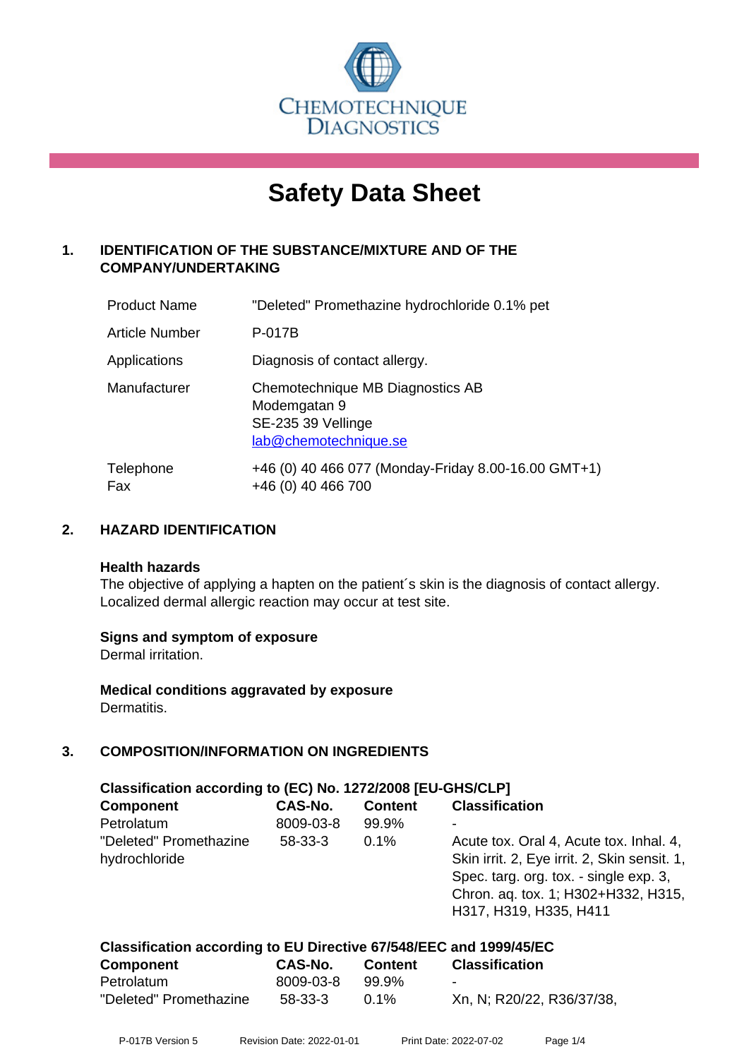CHEMOTECHNIQUE DIAGNOSTICS

# Safety Data Sheet

## 1. IDENTIFICATION OF THE SUBSTANCE/MIXTURE AND OF THE COMPANY/UNDERTAKING

| | |
|---|---|
| Product Name | "Deleted" Promethazine hydrochloride 0.1% pet |
| Article Number | P-017B |
| Applications | Diagnosis of contact allergy. |
| Manufacturer | Chemotechnique MB Diagnostics AB<br>Modemgatan 9<br>SE-235 39 Vellinge<br>lab@chemotechnique.se |
| Telephone<br>Fax | +46 (0) 40 466 077 (Monday-Friday 8.00-16.00 GMT+1)<br>+46 (0) 40 466 700 |

## 2. HAZARD IDENTIFICATION

**Health hazards**

The objective of applying a hapten on the patient´s skin is the diagnosis of contact allergy. Localized dermal allergic reaction may occur at test site.

**Signs and symptom of exposure**

Dermal irritation.

**Medical conditions aggravated by exposure**

Dermatitis.

## 3. COMPOSITION/INFORMATION ON INGREDIENTS

**Classification according to (EC) No. 1272/2008 [EU-GHS/CLP]**

| Component | CAS-No. | Content | Classification |
|---|---|---|---|
| Petrolatum | 8009-03-8 | 99.9% | - |
| "Deleted" Promethazine hydrochloride | 58-33-3 | 0.1% | Acute tox. Oral 4, Acute tox. Inhal. 4, Skin irrit. 2, Eye irrit. 2, Skin sensit. 1, Spec. targ. org. tox. - single exp. 3, Chron. aq. tox. 1; H302+H332, H315, H317, H319, H335, H411 |

**Classification according to EU Directive 67/548/EEC and 1999/45/EC**

| Component | CAS-No. | Content | Classification |
|---|---|---|---|
| Petrolatum | 8009-03-8 | 99.9% | - |
| "Deleted" Promethazine | 58-33-3 | 0.1% | Xn, N; R20/22, R36/37/38, |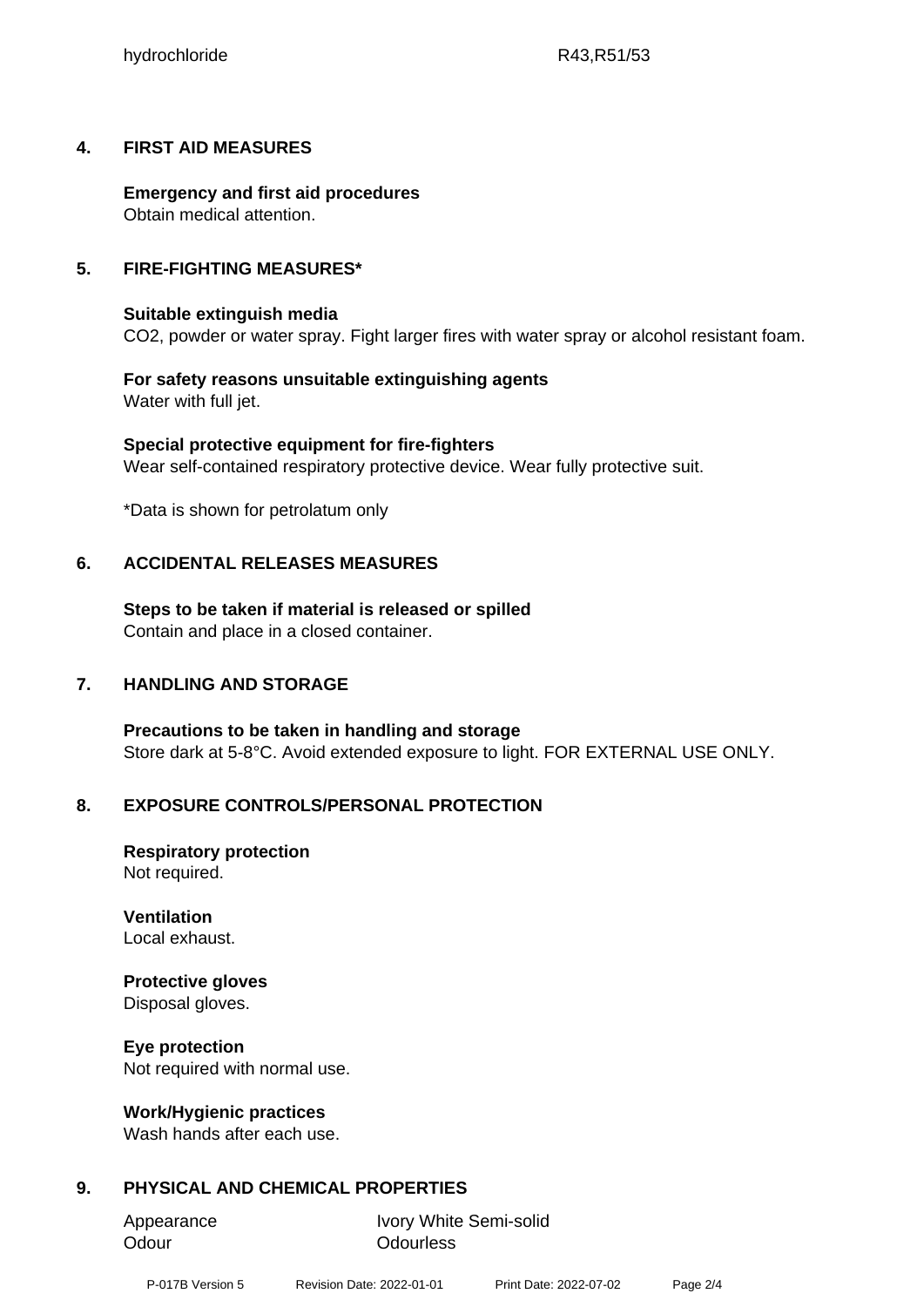| hydrochloride | R43,R51/53 |
|---|---|

## 4. FIRST AID MEASURES

**Emergency and first aid procedures**
Obtain medical attention.

## 5. FIRE-FIGHTING MEASURES*

**Suitable extinguish media**
$CO_2$, powder or water spray. Fight larger fires with water spray or alcohol resistant foam.

**For safety reasons unsuitable extinguishing agents**
Water with full jet.

**Special protective equipment for fire-fighters**
Wear self-contained respiratory protective device. Wear fully protective suit.

*Data is shown for petrolatum only

## 6. ACCIDENTAL RELEASES MEASURES

**Steps to be taken if material is released or spilled**
Contain and place in a closed container.

## 7. HANDLING AND STORAGE

**Precautions to be taken in handling and storage**
Store dark at 5-8°C. Avoid extended exposure to light. FOR EXTERNAL USE ONLY.

## 8. EXPOSURE CONTROLS/PERSONAL PROTECTION

**Respiratory protection**
Not required.

**Ventilation**
Local exhaust.

**Protective gloves**
Disposal gloves.

**Eye protection**
Not required with normal use.

**Work/Hygienic practices**
Wash hands after each use.

## 9. PHYSICAL AND CHEMICAL PROPERTIES

| Appearance | Ivory White Semi-solid |
|---|---|
| Odour | Odourless |

P-017B Version 5 Revision Date: 2022-01-01 Print Date: 2022-07-02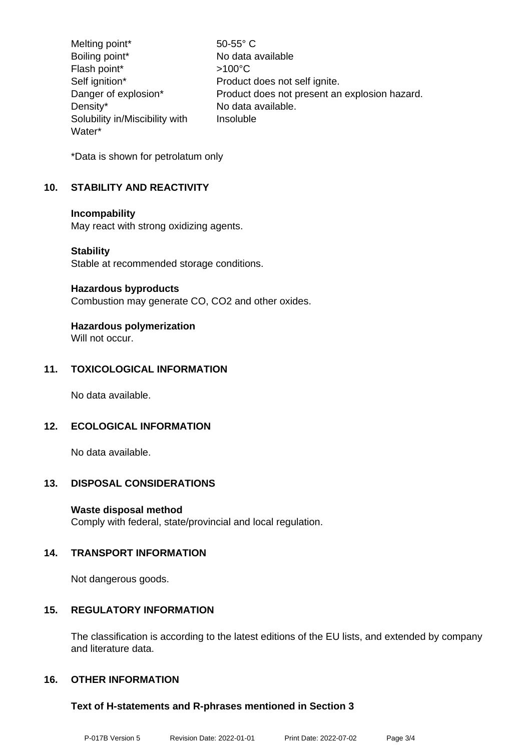| Property | Value |
| --- | --- |
| Melting point* | 50-55° C |
| Boiling point* | No data available |
| Flash point* | >100°C |
| Self ignition* | Product does not self ignite. |
| Danger of explosion* | Product does not present an explosion hazard. |
| Density* | No data available. |
| Solubility in/Miscibility with Water* | Insoluble |

*Data is shown for petrolatum only

## 10. STABILITY AND REACTIVITY

**Incompability**
May react with strong oxidizing agents.

**Stability**
Stable at recommended storage conditions.

**Hazardous byproducts**
Combustion may generate CO, $CO_2$ and other oxides.

**Hazardous polymerization**
Will not occur.

## 11. TOXICOLOGICAL INFORMATION

No data available.

## 12. ECOLOGICAL INFORMATION

No data available.

## 13. DISPOSAL CONSIDERATIONS

**Waste disposal method**
Comply with federal, state/provincial and local regulation.

## 14. TRANSPORT INFORMATION

Not dangerous goods.

## 15. REGULATORY INFORMATION

The classification is according to the latest editions of the EU lists, and extended by company and literature data.

## 16. OTHER INFORMATION

**Text of H-statements and R-phrases mentioned in Section 3**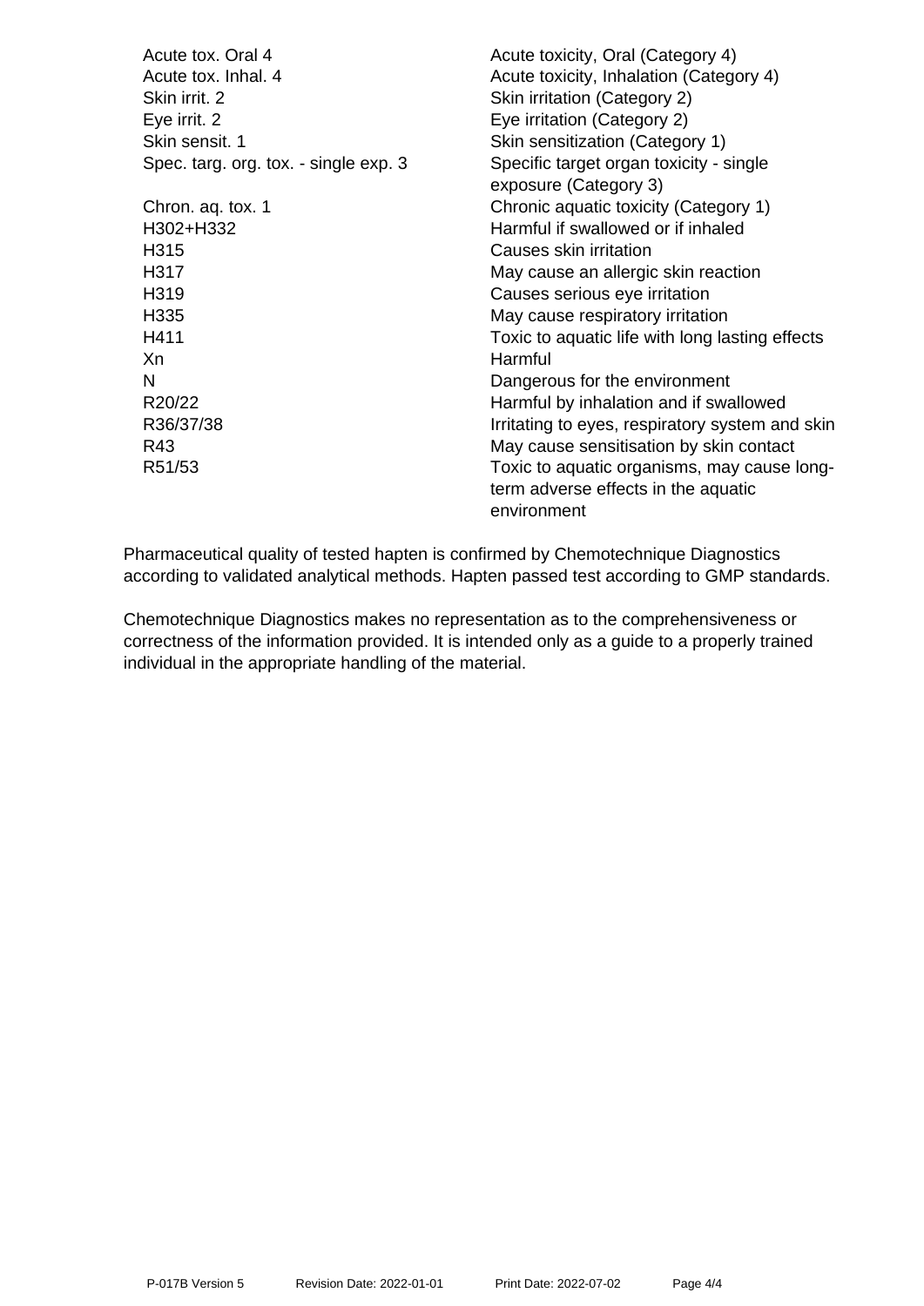| | |
|---|---|
| Acute tox. Oral 4 | Acute toxicity, Oral (Category 4) |
| Acute tox. Inhal. 4 | Acute toxicity, Inhalation (Category 4) |
| Skin irrit. 2 | Skin irritation (Category 2) |
| Eye irrit. 2 | Eye irritation (Category 2) |
| Skin sensit. 1 | Skin sensitization (Category 1) |
| Spec. targ. org. tox. - single exp. 3 | Specific target organ toxicity - single exposure (Category 3) |
| Chron. aq. tox. 1 | Chronic aquatic toxicity (Category 1) |
| H302+H332 | Harmful if swallowed or if inhaled |
| H315 | Causes skin irritation |
| H317 | May cause an allergic skin reaction |
| H319 | Causes serious eye irritation |
| H335 | May cause respiratory irritation |
| H411 | Toxic to aquatic life with long lasting effects |
| Xn | Harmful |
| N | Dangerous for the environment |
| R20/22 | Harmful by inhalation and if swallowed |
| R36/37/38 | Irritating to eyes, respiratory system and skin |
| R43 | May cause sensitisation by skin contact |
| R51/53 | Toxic to aquatic organisms, may cause long-term adverse effects in the aquatic environment |

Pharmaceutical quality of tested hapten is confirmed by Chemotechnique Diagnostics according to validated analytical methods. Hapten passed test according to GMP standards.

Chemotechnique Diagnostics makes no representation as to the comprehensiveness or correctness of the information provided. It is intended only as a guide to a properly trained individual in the appropriate handling of the material.